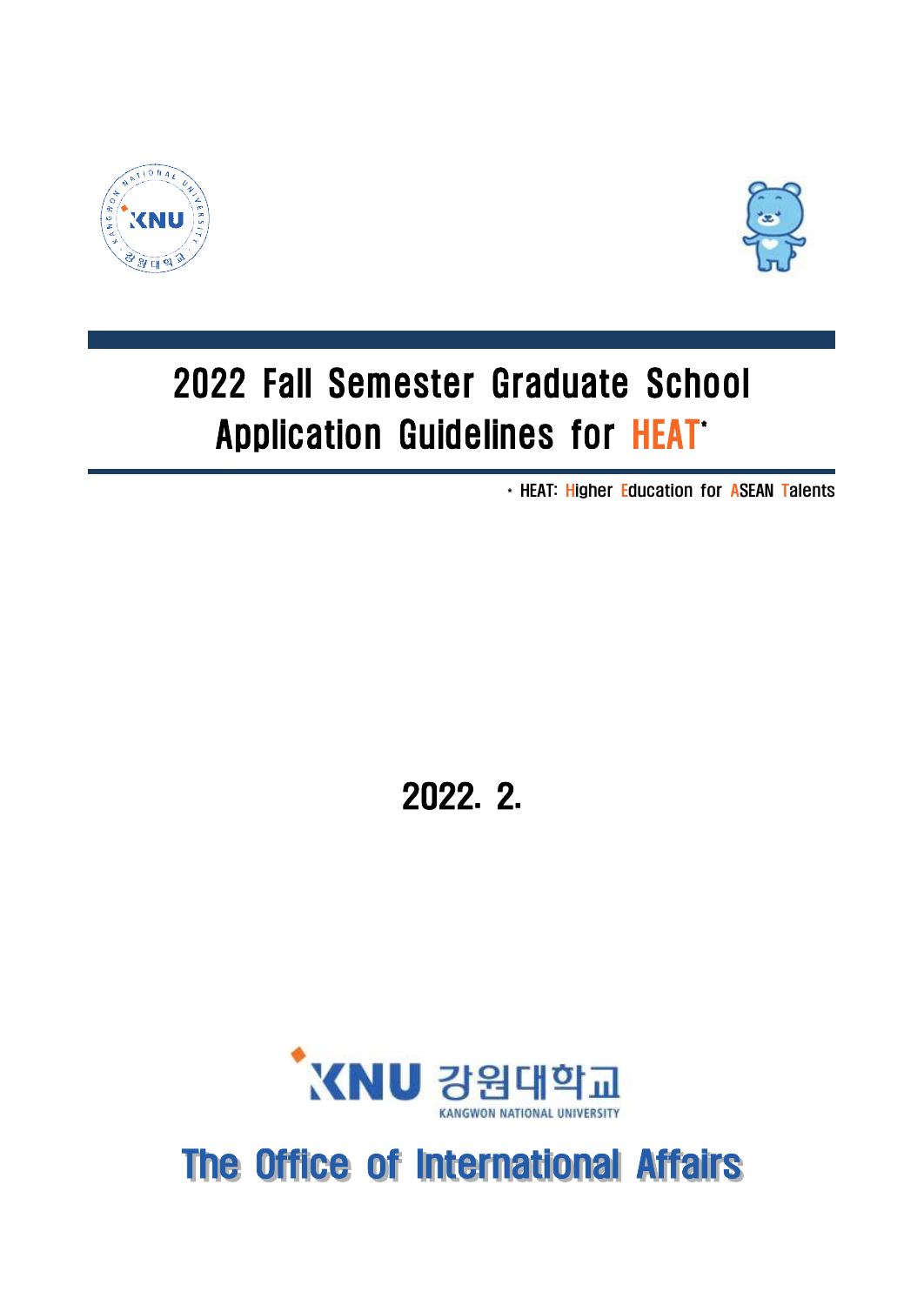# 2022 Fall Semester Graduate School Application Guidelines for HEAT*

* HEAT: Higher Education for ASEAN Talents

2022. 2.

KNU 강원대학교
KANGWON NATIONAL UNIVERSITY

The Office of International Affairs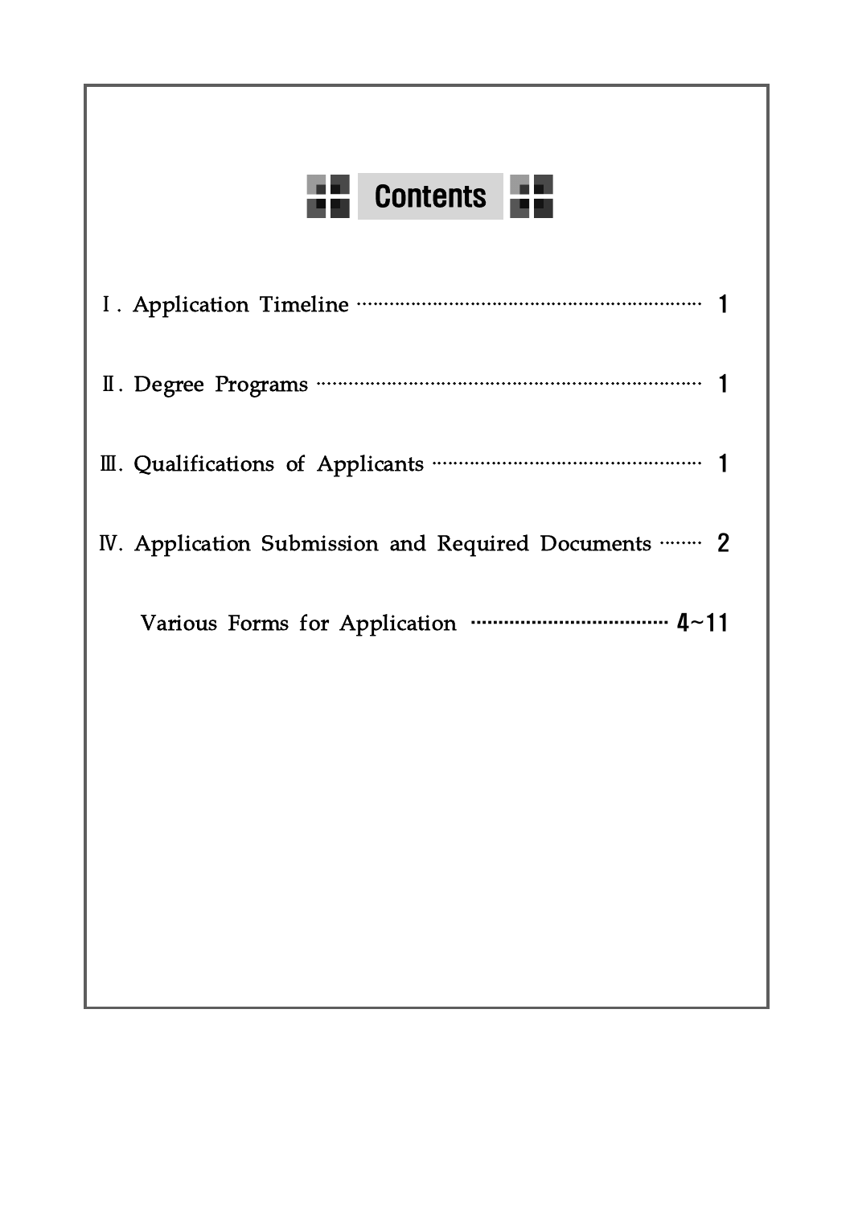# Contents

Ⅰ. Application Timeline ································································ 1

Ⅱ. Degree Programs ······································································ 1

Ⅲ. Qualifications of Applicants ················································· 1

Ⅳ. Application Submission and Required Documents ········ 2

Various Forms for Application ····································· 4~11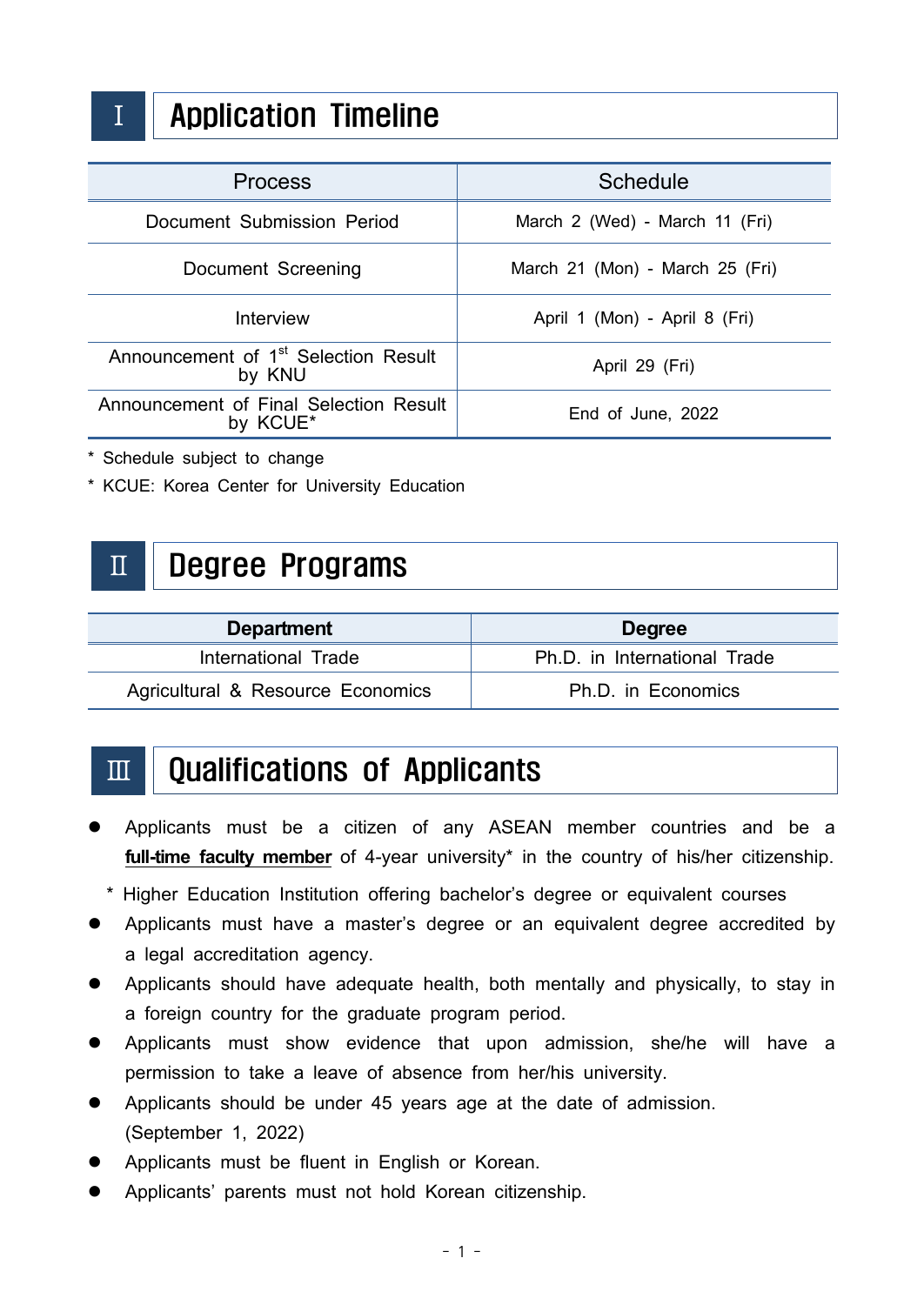# Ⅰ Application Timeline

| Process | Schedule |
|---|---|
| Document Submission Period | March 2 (Wed) - March 11 (Fri) |
| Document Screening | March 21 (Mon) - March 25 (Fri) |
| Interview | April 1 (Mon) - April 8 (Fri) |
| Announcement of 1st Selection Result by KNU | April 29 (Fri) |
| Announcement of Final Selection Result by KCUE* | End of June, 2022 |

* Schedule subject to change
* KCUE: Korea Center for University Education

# Ⅱ Degree Programs

| Department | Degree |
|---|---|
| International Trade | Ph.D. in International Trade |
| Agricultural & Resource Economics | Ph.D. in Economics |

# Ⅲ Qualifications of Applicants

- Applicants must be a citizen of any ASEAN member countries and be a **full-time faculty member** of 4-year university* in the country of his/her citizenship.

  * Higher Education Institution offering bachelor's degree or equivalent courses
- Applicants must have a master's degree or an equivalent degree accredited by a legal accreditation agency.
- Applicants should have adequate health, both mentally and physically, to stay in a foreign country for the graduate program period.
- Applicants must show evidence that upon admission, she/he will have a permission to take a leave of absence from her/his university.
- Applicants should be under 45 years age at the date of admission. (September 1, 2022)
- Applicants must be fluent in English or Korean.
- Applicants' parents must not hold Korean citizenship.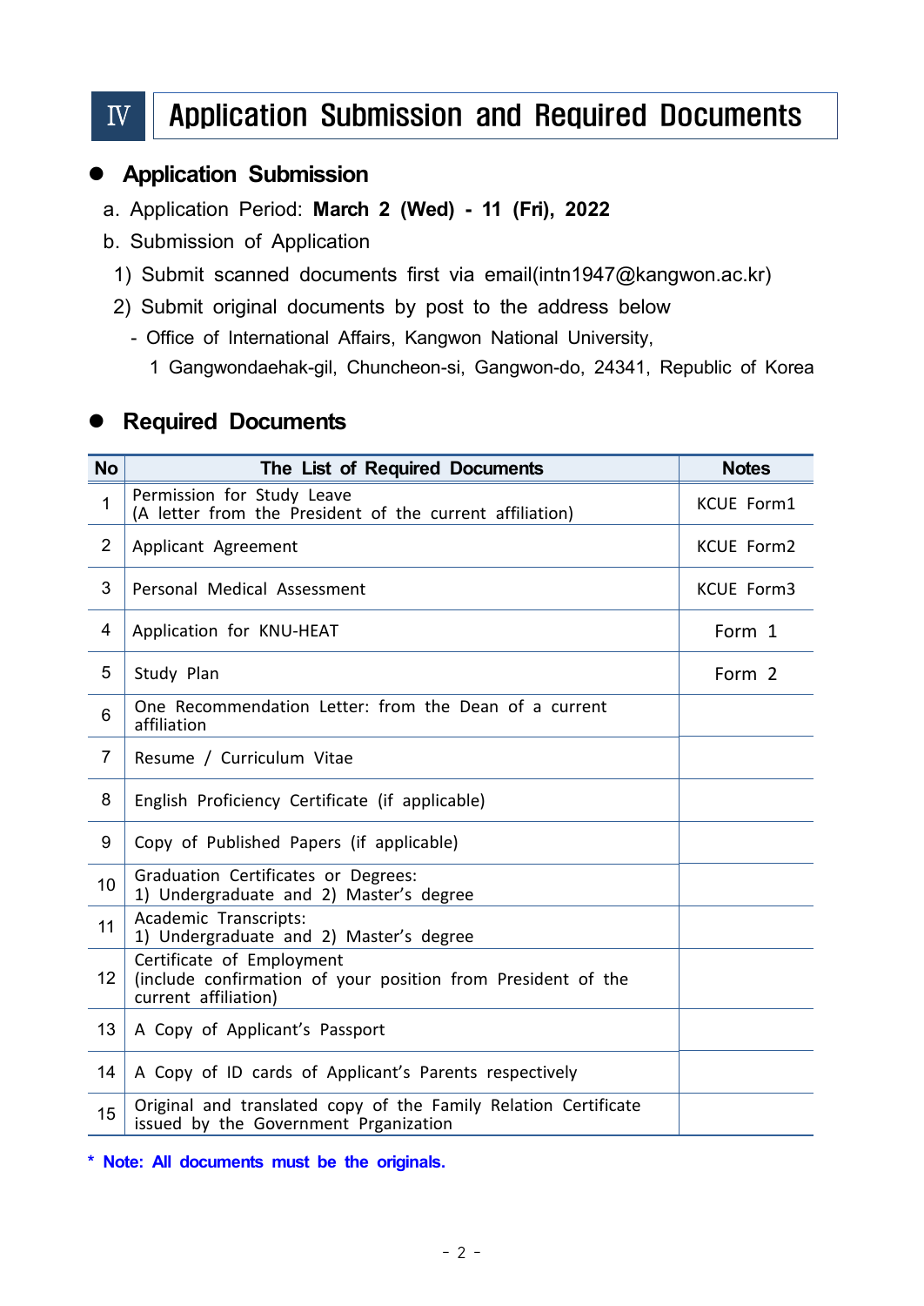# IV Application Submission and Required Documents

## Application Submission

a. Application Period: **March 2 (Wed) - 11 (Fri), 2022**

b. Submission of Application

1) Submit scanned documents first via email(intn1947@kangwon.ac.kr)

2) Submit original documents by post to the address below

- Office of International Affairs, Kangwon National University,
  1 Gangwondaehak-gil, Chuncheon-si, Gangwon-do, 24341, Republic of Korea

## Required Documents

| No | The List of Required Documents | Notes |
|---|---|---|
| 1 | Permission for Study Leave<br>(A letter from the President of the current affiliation) | KCUE Form1 |
| 2 | Applicant Agreement | KCUE Form2 |
| 3 | Personal Medical Assessment | KCUE Form3 |
| 4 | Application for KNU-HEAT | Form 1 |
| 5 | Study Plan | Form 2 |
| 6 | One Recommendation Letter: from the Dean of a current affiliation | |
| 7 | Resume / Curriculum Vitae | |
| 8 | English Proficiency Certificate (if applicable) | |
| 9 | Copy of Published Papers (if applicable) | |
| 10 | Graduation Certificates or Degrees:<br>1) Undergraduate and 2) Master's degree | |
| 11 | Academic Transcripts:<br>1) Undergraduate and 2) Master's degree | |
| 12 | Certificate of Employment<br>(include confirmation of your position from President of the current affiliation) | |
| 13 | A Copy of Applicant's Passport | |
| 14 | A Copy of ID cards of Applicant's Parents respectively | |
| 15 | Original and translated copy of the Family Relation Certificate issued by the Government Prganization | |

**\* Note: All documents must be the originals.**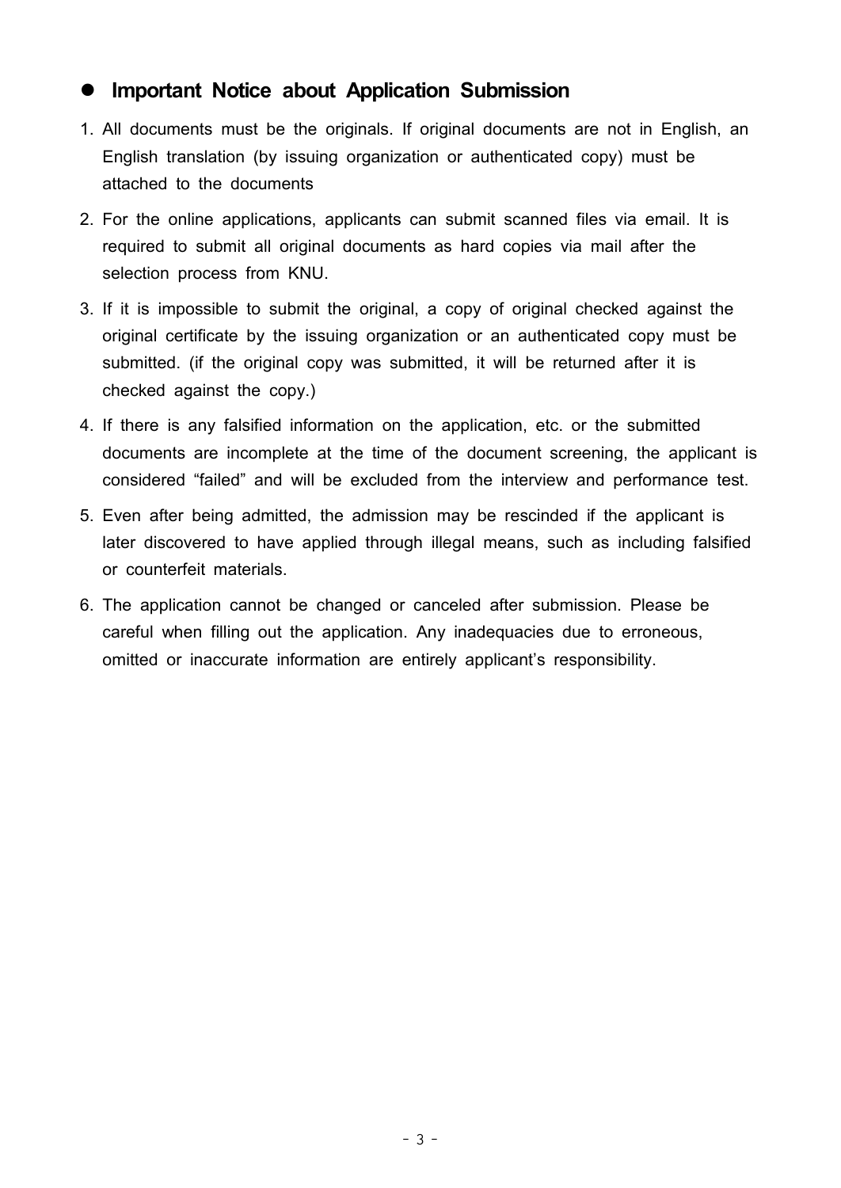## ● Important Notice about Application Submission

1. All documents must be the originals. If original documents are not in English, an English translation (by issuing organization or authenticated copy) must be attached to the documents
2. For the online applications, applicants can submit scanned files via email. It is required to submit all original documents as hard copies via mail after the selection process from KNU.
3. If it is impossible to submit the original, a copy of original checked against the original certificate by the issuing organization or an authenticated copy must be submitted. (if the original copy was submitted, it will be returned after it is checked against the copy.)
4. If there is any falsified information on the application, etc. or the submitted documents are incomplete at the time of the document screening, the applicant is considered “failed” and will be excluded from the interview and performance test.
5. Even after being admitted, the admission may be rescinded if the applicant is later discovered to have applied through illegal means, such as including falsified or counterfeit materials.
6. The application cannot be changed or canceled after submission. Please be careful when filling out the application. Any inadequacies due to erroneous, omitted or inaccurate information are entirely applicant’s responsibility.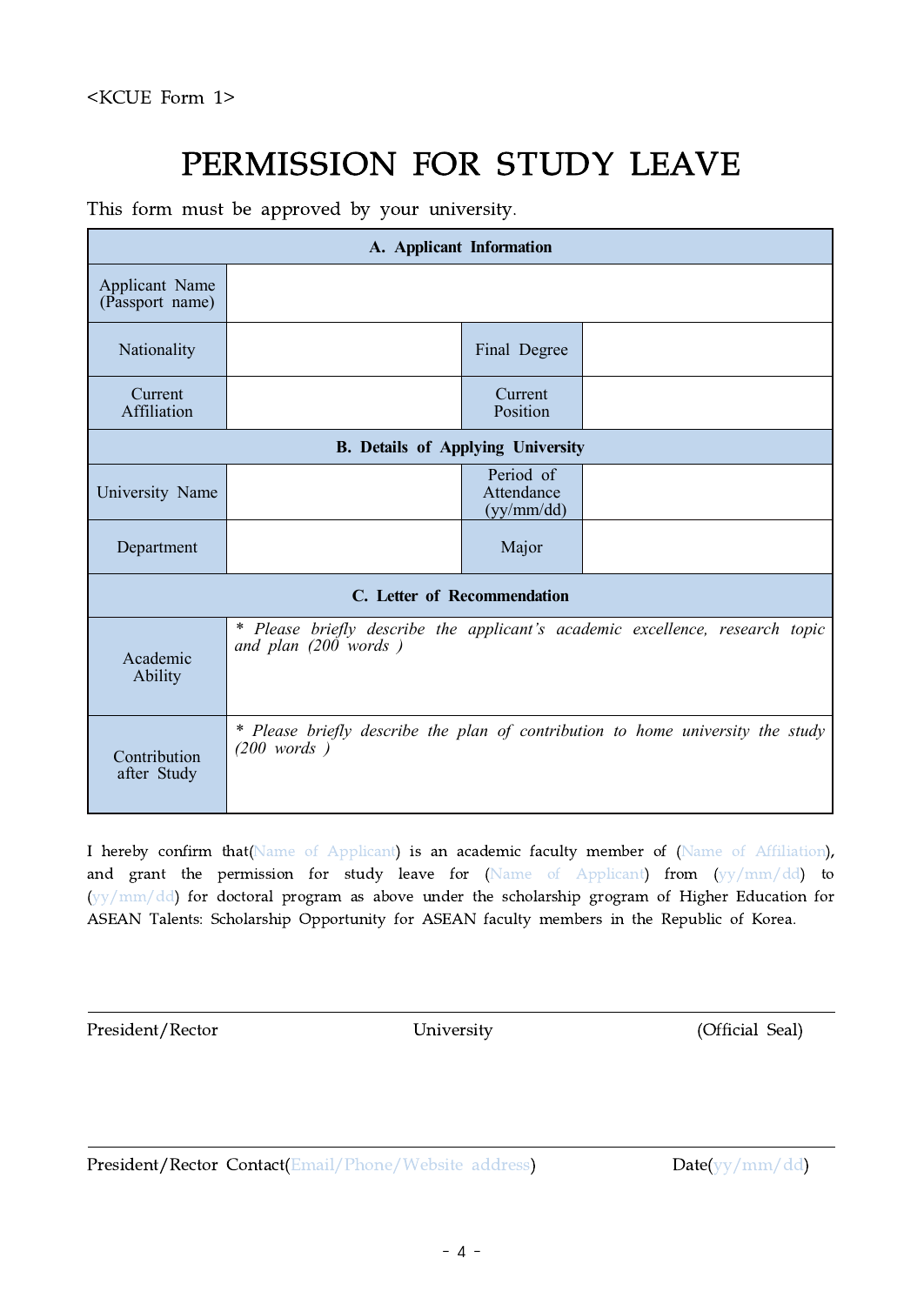<KCUE Form 1>

# PERMISSION FOR STUDY LEAVE

This form must be approved by your university.

| A. Applicant Information | | | |
|---|---|---|---|
| Applicant Name (Passport name) | | | |
| Nationality | | Final Degree | |
| Current Affiliation | | Current Position | |
| **B. Details of Applying University** | | | |
| University Name | | Period of Attendance (yy/mm/dd) | |
| Department | | Major | |
| **C. Letter of Recommendation** | | | |
| Academic Ability | *\* Please briefly describe the applicant's academic excellence, research topic and plan (200 words )* | | |
| Contribution after Study | *\* Please briefly describe the plan of contribution to home university the study (200 words )* | | |

I hereby confirm that(Name of Applicant) is an academic faculty member of (Name of Affiliation), and grant the permission for study leave for (Name of Applicant) from (yy/mm/dd) to (yy/mm/dd) for doctoral program as above under the scholarship grogram of Higher Education for ASEAN Talents: Scholarship Opportunity for ASEAN faculty members in the Republic of Korea.

President/Rector University (Official Seal)

President/Rector Contact(Email/Phone/Website address) Date(yy/mm/dd)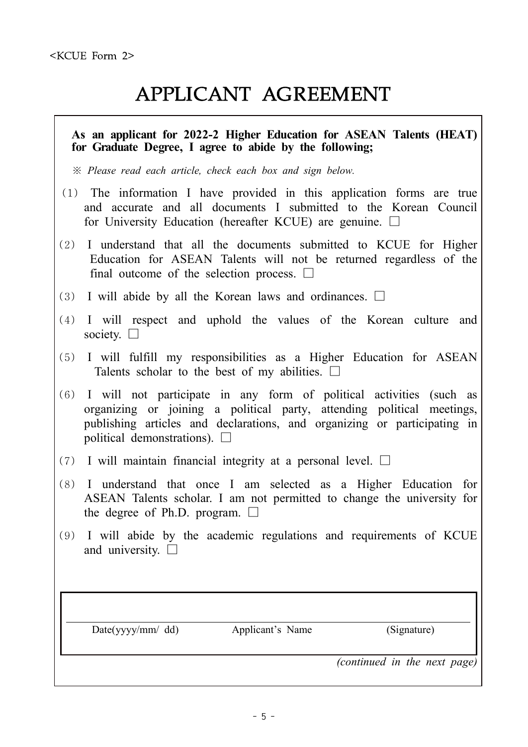<KCUE Form 2>

# APPLICANT AGREEMENT

**As an applicant for 2022-2 Higher Education for ASEAN Talents (HEAT) for Graduate Degree, I agree to abide by the following;**

※ *Please read each article, check each box and sign below.*

(1) The information I have provided in this application forms are true and accurate and all documents I submitted to the Korean Council for University Education (hereafter KCUE) are genuine. ☐

(2) I understand that all the documents submitted to KCUE for Higher Education for ASEAN Talents will not be returned regardless of the final outcome of the selection process. ☐

(3) I will abide by all the Korean laws and ordinances. ☐

(4) I will respect and uphold the values of the Korean culture and society. ☐

(5) I will fulfill my responsibilities as a Higher Education for ASEAN Talents scholar to the best of my abilities. ☐

(6) I will not participate in any form of political activities (such as organizing or joining a political party, attending political meetings, publishing articles and declarations, and organizing or participating in political demonstrations). ☐

(7) I will maintain financial integrity at a personal level. ☐

(8) I understand that once I am selected as a Higher Education for ASEAN Talents scholar. I am not permitted to change the university for the degree of Ph.D. program. ☐

(9) I will abide by the academic regulations and requirements of KCUE and university. ☐

| Date(yyyy/mm/ dd) | Applicant's Name | (Signature) |
|---|---|---|

*(continued in the next page)*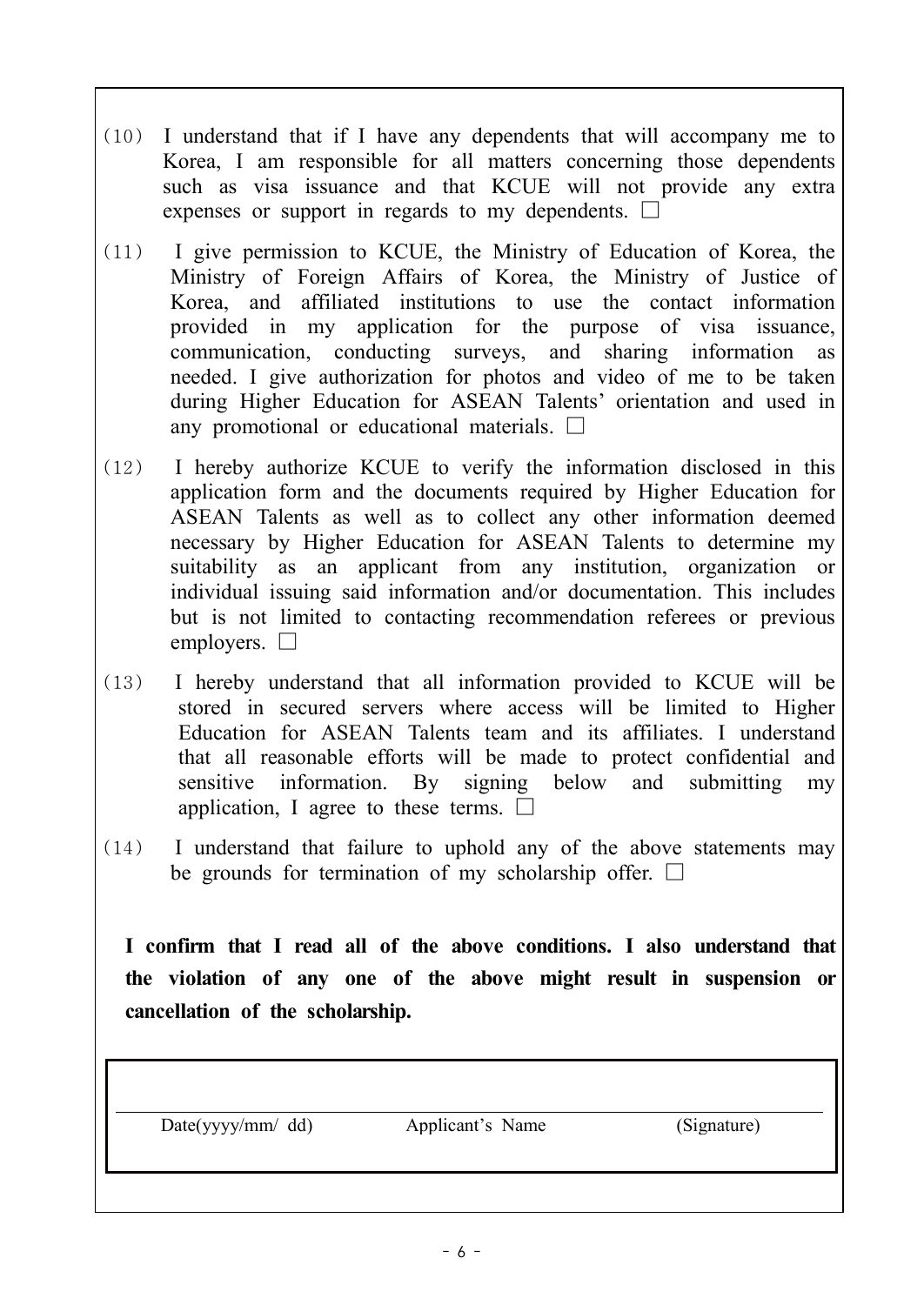(10) I understand that if I have any dependents that will accompany me to Korea, I am responsible for all matters concerning those dependents such as visa issuance and that KCUE will not provide any extra expenses or support in regards to my dependents. ☐

(11) I give permission to KCUE, the Ministry of Education of Korea, the Ministry of Foreign Affairs of Korea, the Ministry of Justice of Korea, and affiliated institutions to use the contact information provided in my application for the purpose of visa issuance, communication, conducting surveys, and sharing information as needed. I give authorization for photos and video of me to be taken during Higher Education for ASEAN Talents' orientation and used in any promotional or educational materials. ☐

(12) I hereby authorize KCUE to verify the information disclosed in this application form and the documents required by Higher Education for ASEAN Talents as well as to collect any other information deemed necessary by Higher Education for ASEAN Talents to determine my suitability as an applicant from any institution, organization or individual issuing said information and/or documentation. This includes but is not limited to contacting recommendation referees or previous employers. ☐

(13) I hereby understand that all information provided to KCUE will be stored in secured servers where access will be limited to Higher Education for ASEAN Talents team and its affiliates. I understand that all reasonable efforts will be made to protect confidential and sensitive information. By signing below and submitting my application, I agree to these terms. ☐

(14) I understand that failure to uphold any of the above statements may be grounds for termination of my scholarship offer. ☐

**I confirm that I read all of the above conditions. I also understand that the violation of any one of the above might result in suspension or cancellation of the scholarship.**

| Date(yyyy/mm/ dd) | Applicant's Name | (Signature) |
|---|---|---|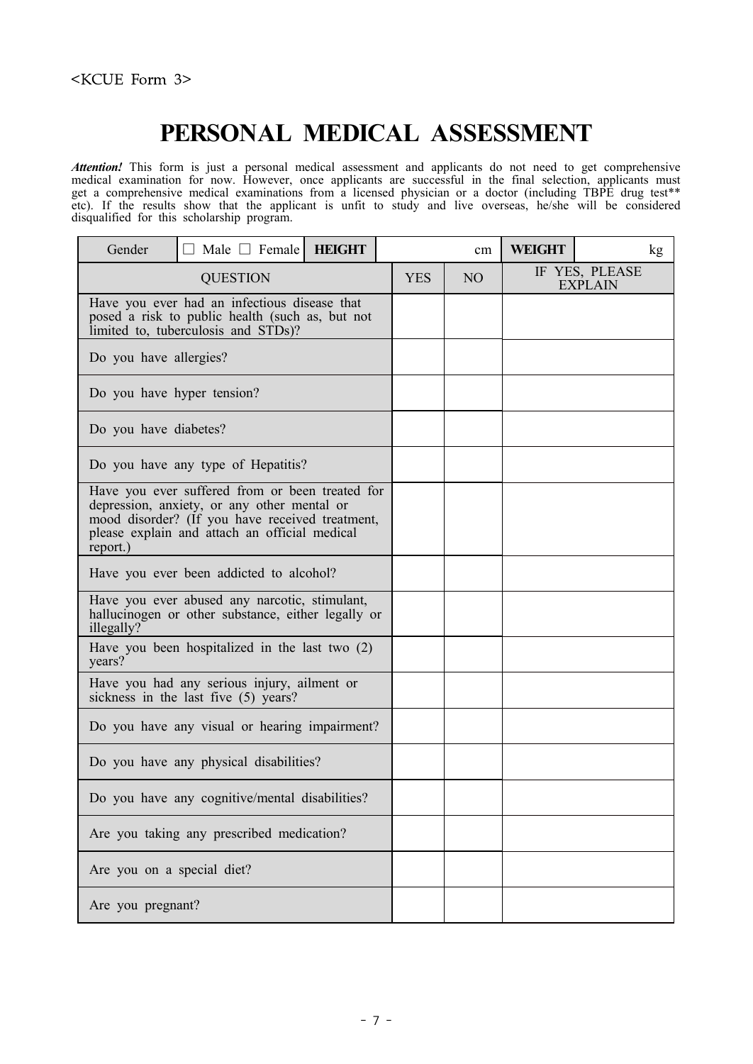<KCUE Form 3>

# PERSONAL MEDICAL ASSESSMENT

***Attention!*** This form is just a personal medical assessment and applicants do not need to get comprehensive medical examination for now. However, once applicants are successful in the final selection, applicants must get a comprehensive medical examinations from a licensed physician or a doctor (including TBPE drug test** etc). If the results show that the applicant is unfit to study and live overseas, he/she will be considered disqualified for this scholarship program.

| Gender | ☐ Male ☐ Female | **HEIGHT** | cm | **WEIGHT** | kg |
|---|---|---|---|---|---|

| QUESTION | YES | NO | IF YES, PLEASE EXPLAIN |
|---|---|---|---|
| Have you ever had an infectious disease that posed a risk to public health (such as, but not limited to, tuberculosis and STDs)? | | | |
| Do you have allergies? | | | |
| Do you have hyper tension? | | | |
| Do you have diabetes? | | | |
| Do you have any type of Hepatitis? | | | |
| Have you ever suffered from or been treated for depression, anxiety, or any other mental or mood disorder? (If you have received treatment, please explain and attach an official medical report.) | | | |
| Have you ever been addicted to alcohol? | | | |
| Have you ever abused any narcotic, stimulant, hallucinogen or other substance, either legally or illegally? | | | |
| Have you been hospitalized in the last two (2) years? | | | |
| Have you had any serious injury, ailment or sickness in the last five (5) years? | | | |
| Do you have any visual or hearing impairment? | | | |
| Do you have any physical disabilities? | | | |
| Do you have any cognitive/mental disabilities? | | | |
| Are you taking any prescribed medication? | | | |
| Are you on a special diet? | | | |
| Are you pregnant? | | | |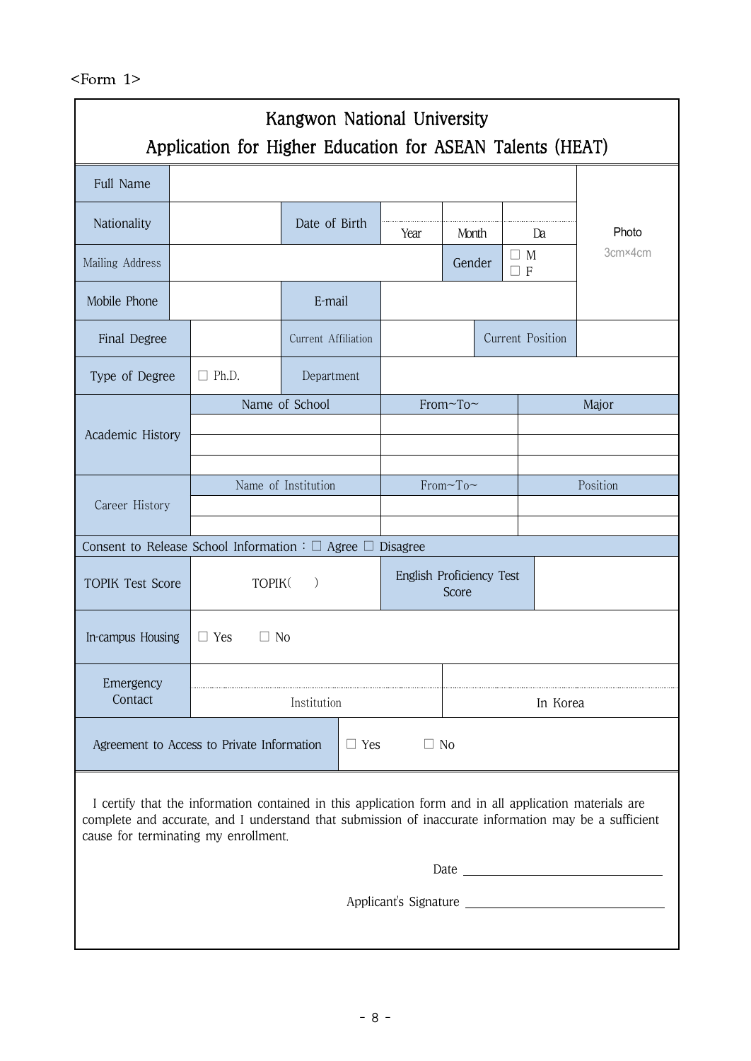<Form 1>

# Kangwon National University
## Application for Higher Education for ASEAN Talents (HEAT)

| Full Name | | | | | | Photo 3cm×4cm |
|---|---|---|---|---|---|---|
| Nationality | | Date of Birth | Year | Month | Da | |
| Mailing Address | | | | Gender | ☐ M ☐ F | |
| Mobile Phone | | E-mail | | | | |
| Final Degree | | Current Affiliation | | Current Position | | |
| Type of Degree | ☐ Ph.D. | Department | | | | |

| Academic History | Name of School | From~To~ | Major |
|---|---|---|---|
| | | | |
| | | | |
| | | | |

| Career History | Name of Institution | From~To~ | Position |
|---|---|---|---|
| | | | |
| | | | |

Consent to Release School Information : ☐ Agree ☐ Disagree

| TOPIK Test Score | TOPIK(     ) | English Proficiency Test Score | |
|---|---|---|---|
| In-campus Housing | ☐ Yes ☐ No | | |
| Emergency Contact | Institution | In Korea | |

| Agreement to Access to Private Information | ☐ Yes ☐ No |
|---|---|

I certify that the information contained in this application form and in all application materials are complete and accurate, and I understand that submission of inaccurate information may be a sufficient cause for terminating my enrollment.

Date ______________________

Applicant's Signature ______________________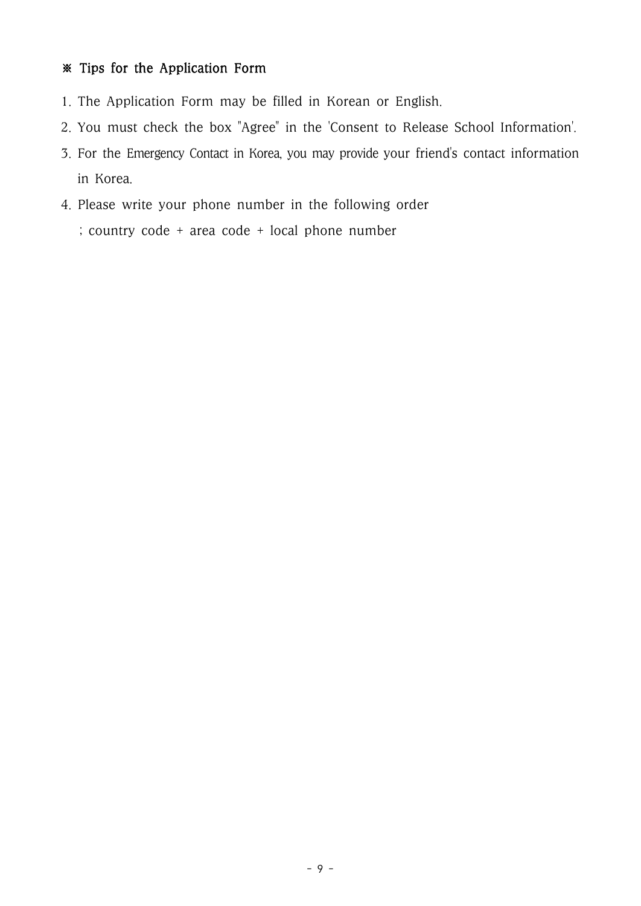### ※ Tips for the Application Form

1. The Application Form may be filled in Korean or English.
2. You must check the box "Agree" in the 'Consent to Release School Information'.
3. For the Emergency Contact in Korea, you may provide your friend's contact information in Korea.
4. Please write your phone number in the following order
   ; country code + area code + local phone number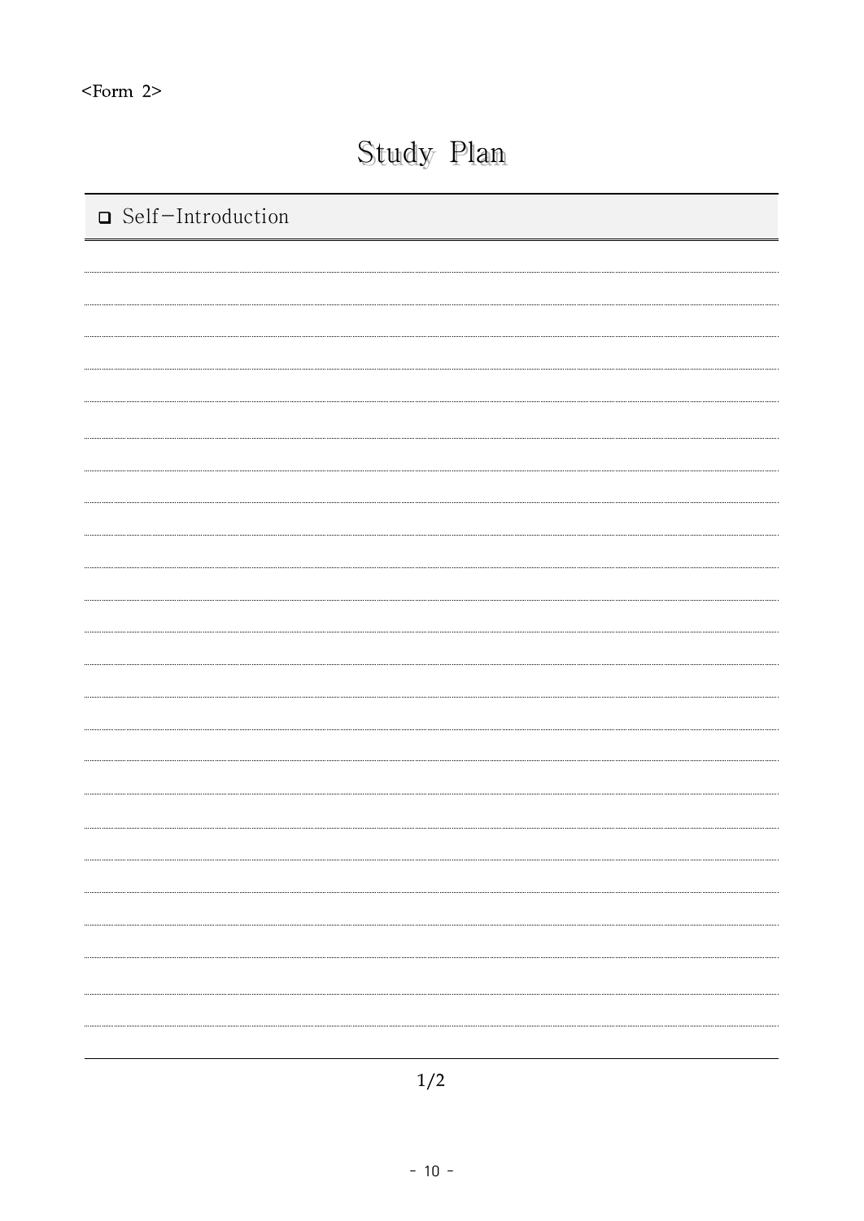<Form 2>

# Study Plan

- ❑ Self-Introduction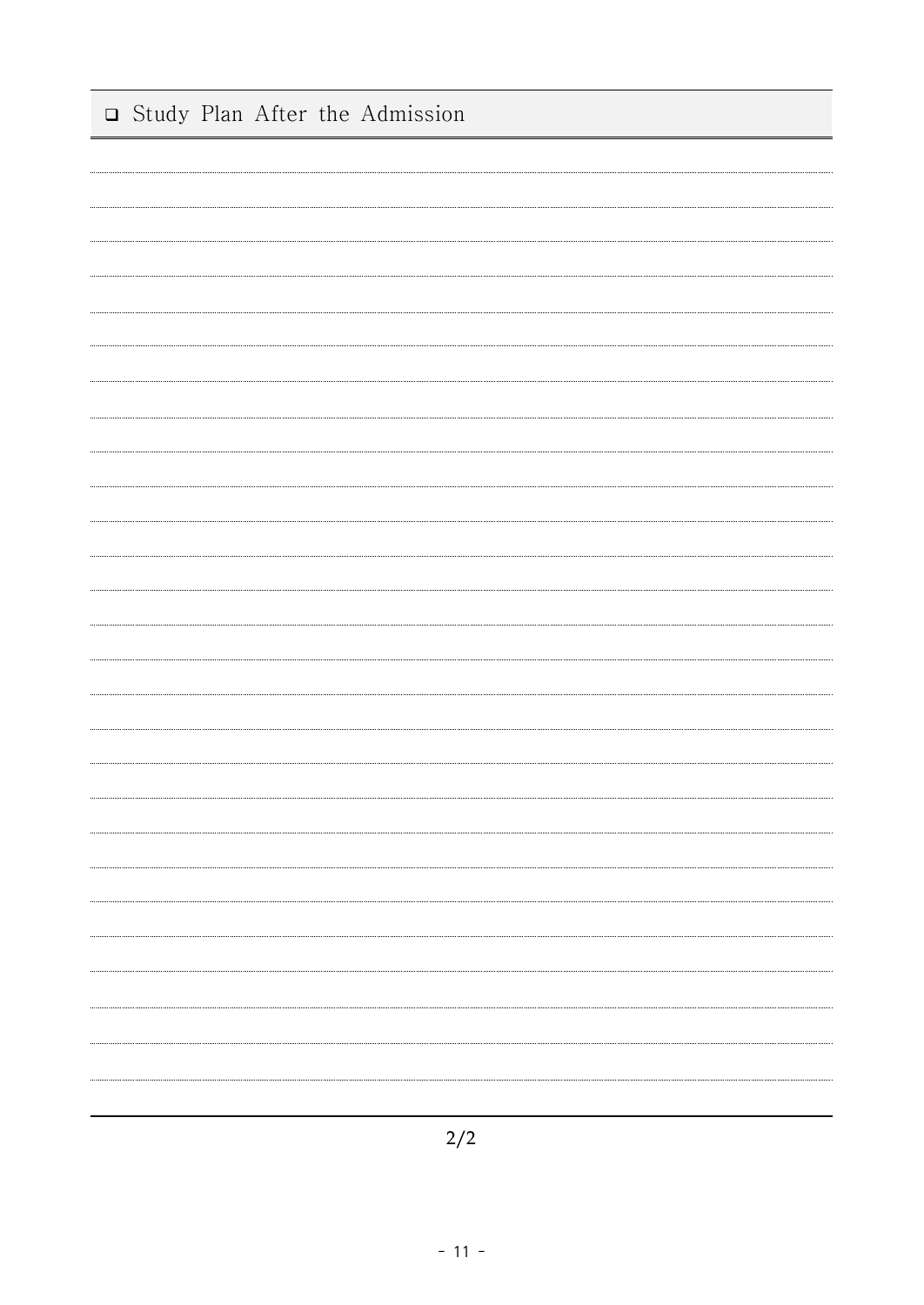## ❑ Study Plan After the Admission